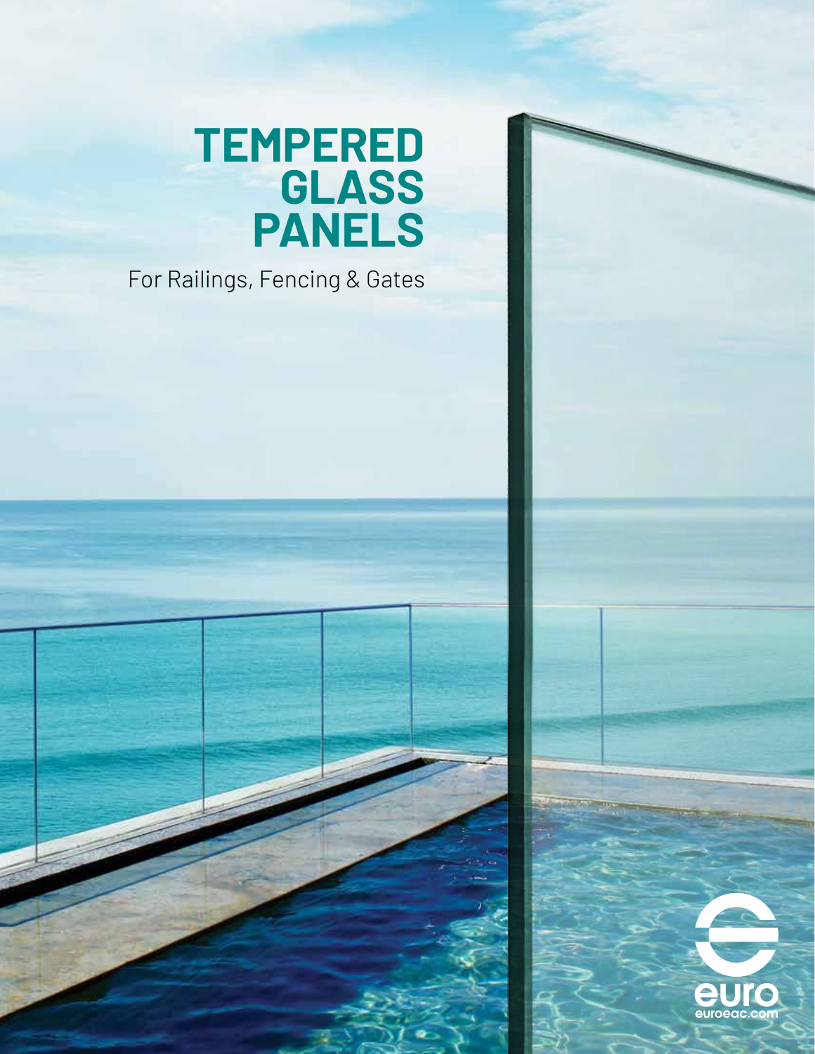# TEMPERED GLASS PANELS

For Railings, Fencing & Gates

euro
euroeac.com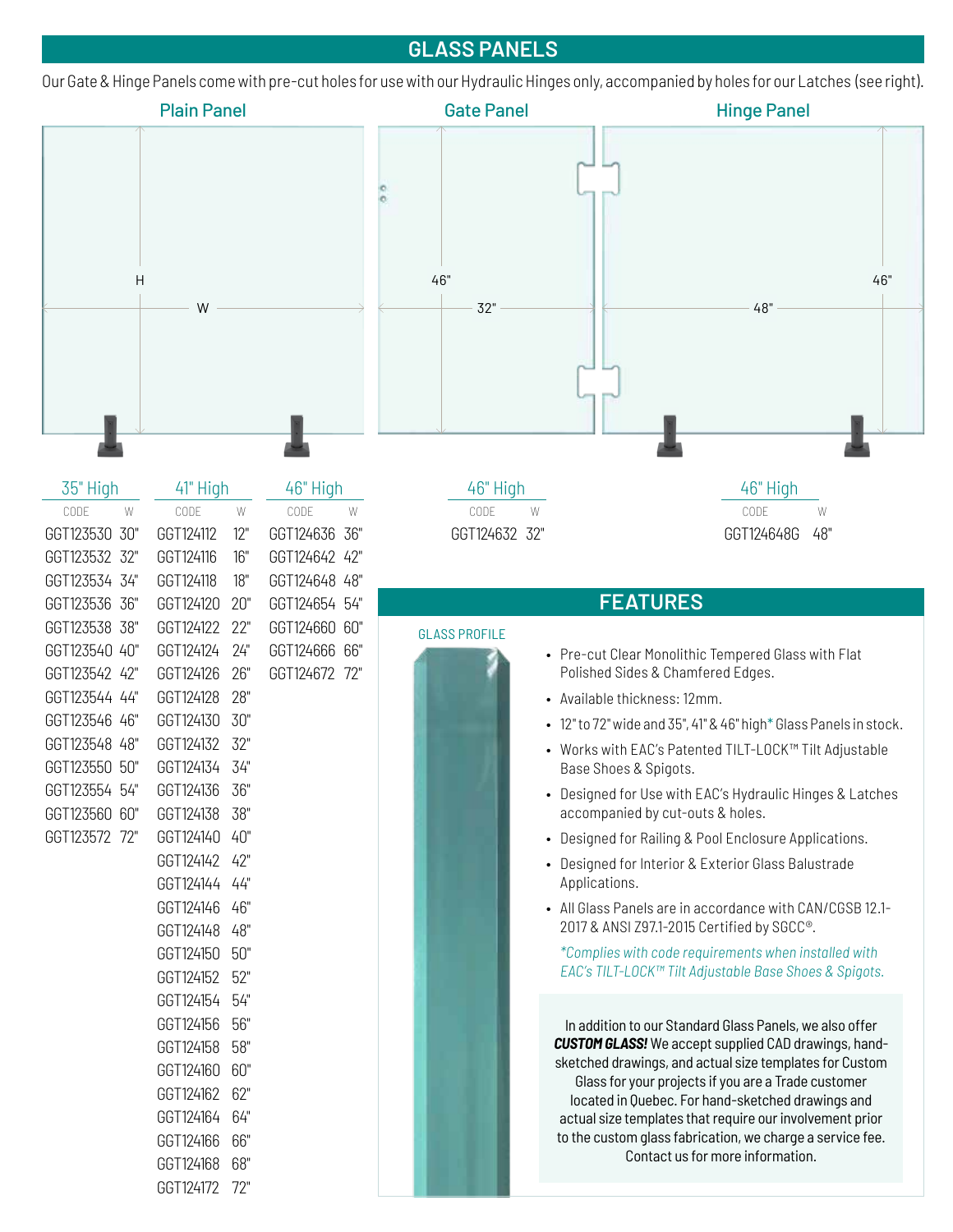## GLASS PANELS

Our Gate & Hinge Panels come with pre-cut holes for use with our Hydraulic Hinges only, accompanied by holes for our Latches (see right).

### Plain Panel

H

W

**35" High**

| CODE | W |
|---|---|
| GGT123530 | 30" |
| GGT123532 | 32" |
| GGT123534 | 34" |
| GGT123536 | 36" |
| GGT123538 | 38" |
| GGT123540 | 40" |
| GGT123542 | 42" |
| GGT123544 | 44" |
| GGT123546 | 46" |
| GGT123548 | 48" |
| GGT123550 | 50" |
| GGT123554 | 54" |
| GGT123560 | 60" |
| GGT123572 | 72" |

**41" High**

| CODE | W |
|---|---|
| GGT124112 | 12" |
| GGT124116 | 16" |
| GGT124118 | 18" |
| GGT124120 | 20" |
| GGT124122 | 22" |
| GGT124124 | 24" |
| GGT124126 | 26" |
| GGT124128 | 28" |
| GGT124130 | 30" |
| GGT124132 | 32" |
| GGT124134 | 34" |
| GGT124136 | 36" |
| GGT124138 | 38" |
| GGT124140 | 40" |
| GGT124142 | 42" |
| GGT124144 | 44" |
| GGT124146 | 46" |
| GGT124148 | 48" |
| GGT124150 | 50" |
| GGT124152 | 52" |
| GGT124154 | 54" |
| GGT124156 | 56" |
| GGT124158 | 58" |
| GGT124160 | 60" |
| GGT124162 | 62" |
| GGT124164 | 64" |
| GGT124166 | 66" |
| GGT124168 | 68" |
| GGT124172 | 72" |

**46" High**

| CODE | W |
|---|---|
| GGT124636 | 36" |
| GGT124642 | 42" |
| GGT124648 | 48" |
| GGT124654 | 54" |
| GGT124660 | 60" |
| GGT124666 | 66" |
| GGT124672 | 72" |

### Gate Panel

46"

32"

**46" High**

| CODE | W |
|---|---|
| GGT124632 | 32" |

### Hinge Panel

46"

48"

**46" High**

| CODE | W |
|---|---|
| GGT124648G | 48" |

## FEATURES

GLASS PROFILE

- Pre-cut Clear Monolithic Tempered Glass with Flat Polished Sides & Chamfered Edges.
- Available thickness: 12mm.
- 12" to 72" wide and 35", 41" & 46" high* Glass Panels in stock.
- Works with EAC's Patented TILT-LOCK™ Tilt Adjustable Base Shoes & Spigots.
- Designed for Use with EAC's Hydraulic Hinges & Latches accompanied by cut-outs & holes.
- Designed for Railing & Pool Enclosure Applications.
- Designed for Interior & Exterior Glass Balustrade Applications.
- All Glass Panels are in accordance with CAN/CGSB 12.1-2017 & ANSI Z97.1-2015 Certified by SGCC®.

*\*Complies with code requirements when installed with EAC's TILT-LOCK™ Tilt Adjustable Base Shoes & Spigots.*

In addition to our Standard Glass Panels, we also offer ***CUSTOM GLASS!*** We accept supplied CAD drawings, hand-sketched drawings, and actual size templates for Custom Glass for your projects if you are a Trade customer located in Quebec. For hand-sketched drawings and actual size templates that require our involvement prior to the custom glass fabrication, we charge a service fee. Contact us for more information.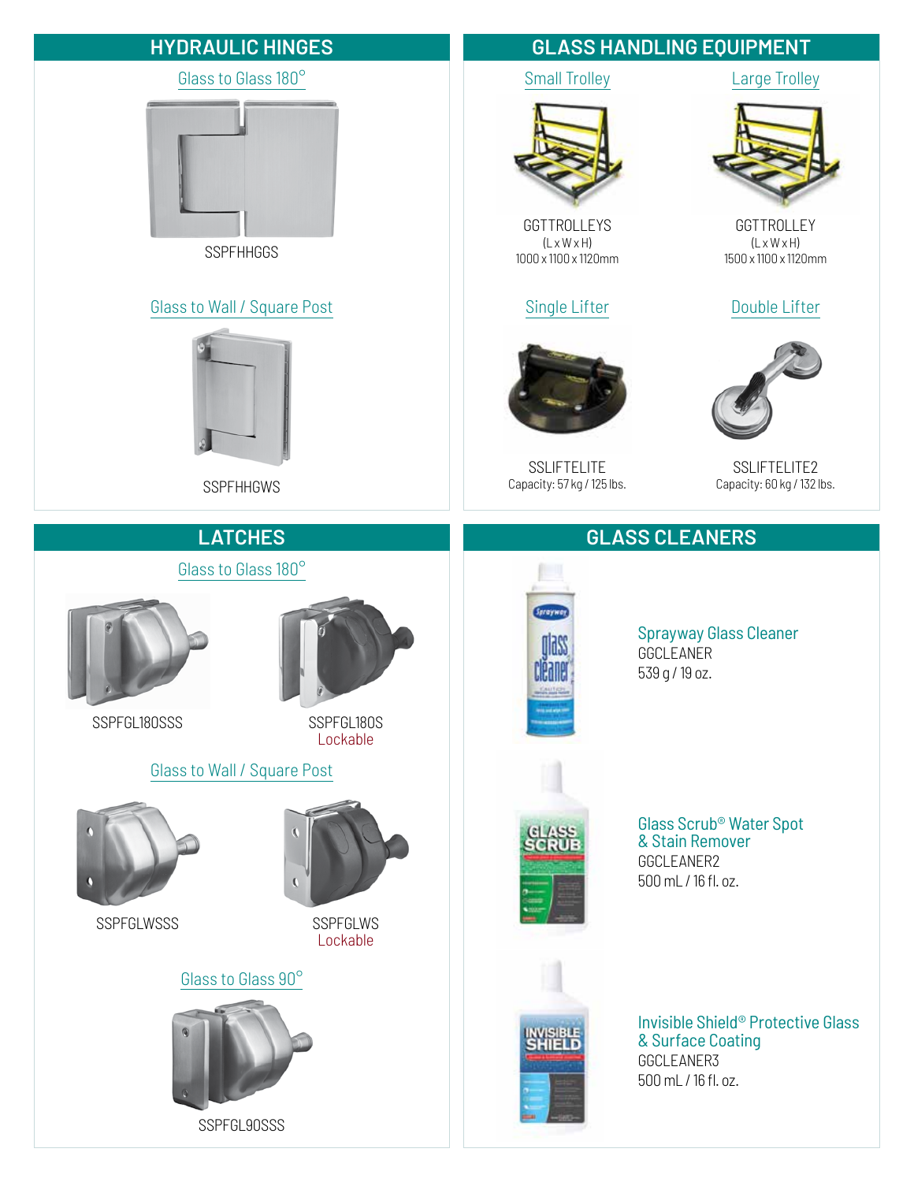## HYDRAULIC HINGES

### Glass to Glass 180°

SSPFHHGGS

### Glass to Wall / Square Post

SSPFHHGWS

## GLASS HANDLING EQUIPMENT

### Small Trolley

GGTTROLLEYS
(L x W x H)
1000 x 1100 x 1120mm

### Large Trolley

GGTTROLLEY
(L x W x H)
1500 x 1100 x 1120mm

### Single Lifter

SSLIFTELITE
Capacity: 57 kg / 125 lbs.

### Double Lifter

SSLIFTELITE2
Capacity: 60 kg / 132 lbs.

## LATCHES

### Glass to Glass 180°

SSPFGL180SSS

SSPFGL180S
Lockable

### Glass to Wall / Square Post

SSPFGLWSSS

SSPFGLWS
Lockable

### Glass to Glass 90°

SSPFGL90SSS

## GLASS CLEANERS

**Sprayway Glass Cleaner**
GGCLEANER
539 g / 19 oz.

**Glass Scrub® Water Spot & Stain Remover**
GGCLEANER2
500 mL / 16 fl. oz.

**Invisible Shield® Protective Glass & Surface Coating**
GGCLEANER3
500 mL / 16 fl. oz.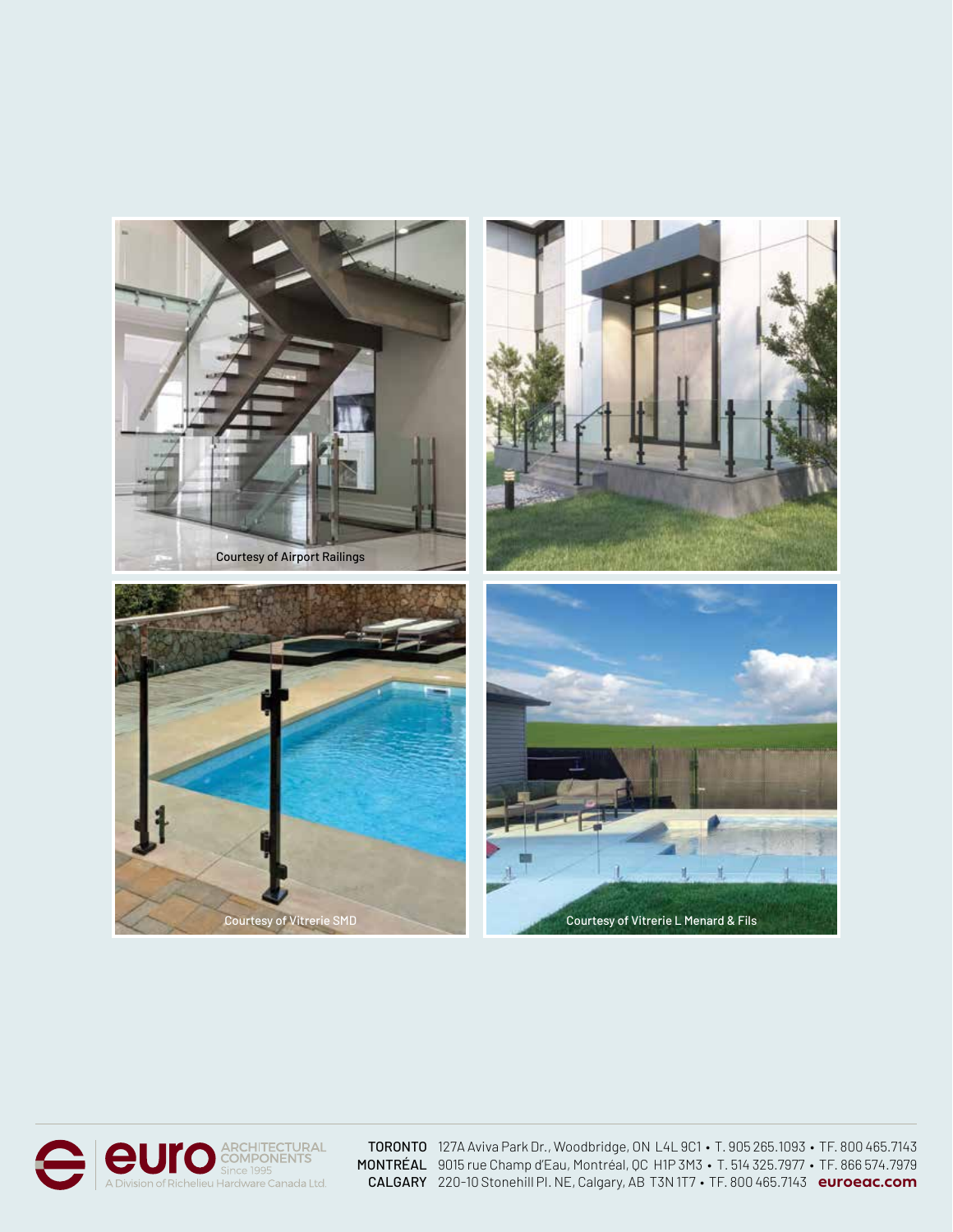Courtesy of Airport Railings

Courtesy of Vitrerie SMD

Courtesy of Vitrerie L Menard & Fils

euro ARCHITECTURAL COMPONENTS Since 1995
A Division of Richelieu Hardware Canada Ltd.

**TORONTO** 127A Aviva Park Dr., Woodbridge, ON L4L 9C1 • T. 905 265.1093 • TF. 800 465.7143
**MONTRÉAL** 9015 rue Champ d'Eau, Montréal, QC H1P 3M3 • T. 514 325.7977 • TF. 866 574.7979
**CALGARY** 220-10 Stonehill Pl. NE, Calgary, AB T3N 1T7 • TF. 800 465.7143 **euroeac.com**